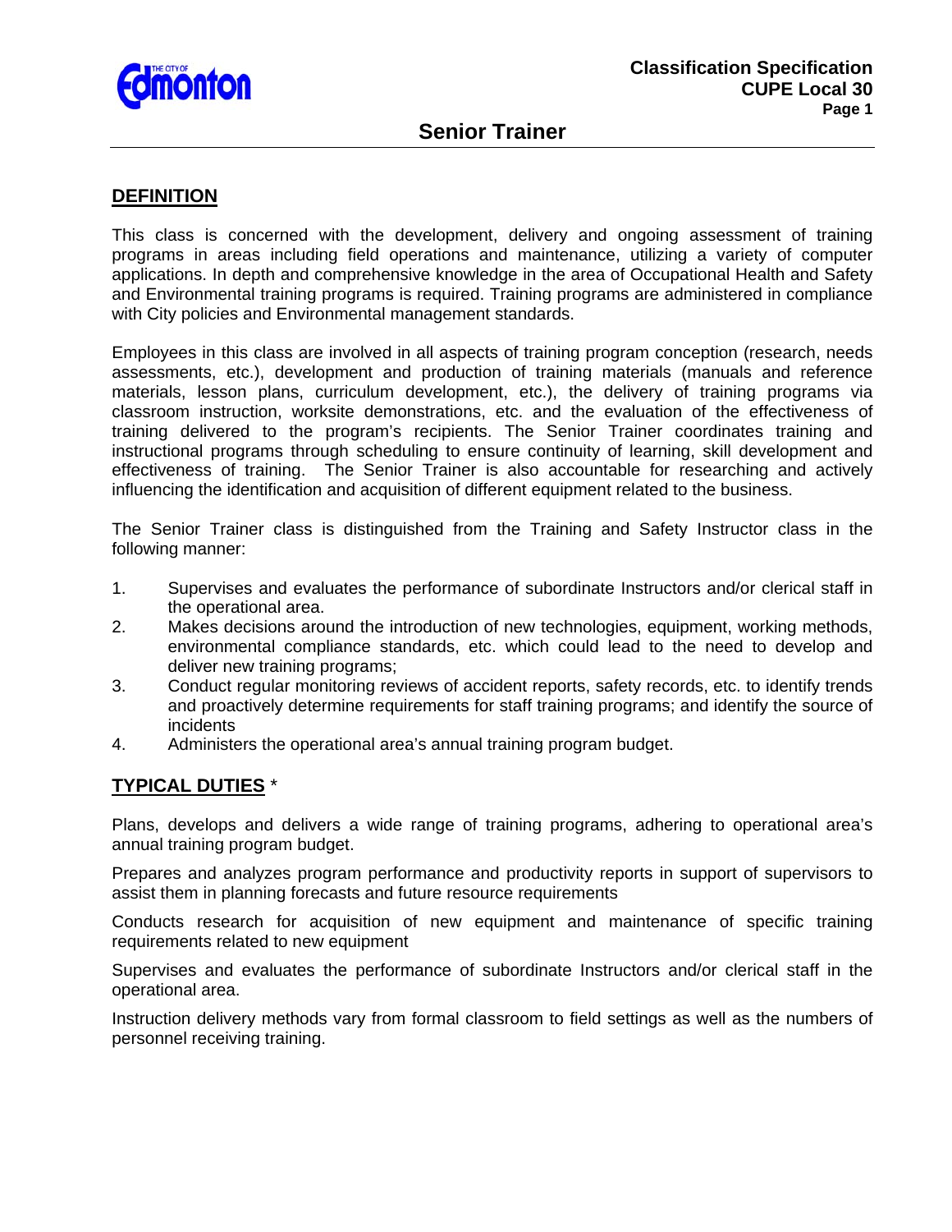Classification Specification
CUPE Local 30

# Senior Trainer

## DEFINITION

This class is concerned with the development, delivery and ongoing assessment of training programs in areas including field operations and maintenance, utilizing a variety of computer applications. In depth and comprehensive knowledge in the area of Occupational Health and Safety and Environmental training programs is required. Training programs are administered in compliance with City policies and Environmental management standards.

Employees in this class are involved in all aspects of training program conception (research, needs assessments, etc.), development and production of training materials (manuals and reference materials, lesson plans, curriculum development, etc.), the delivery of training programs via classroom instruction, worksite demonstrations, etc. and the evaluation of the effectiveness of training delivered to the program's recipients. The Senior Trainer coordinates training and instructional programs through scheduling to ensure continuity of learning, skill development and effectiveness of training. The Senior Trainer is also accountable for researching and actively influencing the identification and acquisition of different equipment related to the business.

The Senior Trainer class is distinguished from the Training and Safety Instructor class in the following manner:

1. Supervises and evaluates the performance of subordinate Instructors and/or clerical staff in the operational area.
2. Makes decisions around the introduction of new technologies, equipment, working methods, environmental compliance standards, etc. which could lead to the need to develop and deliver new training programs;
3. Conduct regular monitoring reviews of accident reports, safety records, etc. to identify trends and proactively determine requirements for staff training programs; and identify the source of incidents
4. Administers the operational area's annual training program budget.

## TYPICAL DUTIES *

Plans, develops and delivers a wide range of training programs, adhering to operational area's annual training program budget.

Prepares and analyzes program performance and productivity reports in support of supervisors to assist them in planning forecasts and future resource requirements

Conducts research for acquisition of new equipment and maintenance of specific training requirements related to new equipment

Supervises and evaluates the performance of subordinate Instructors and/or clerical staff in the operational area.

Instruction delivery methods vary from formal classroom to field settings as well as the numbers of personnel receiving training.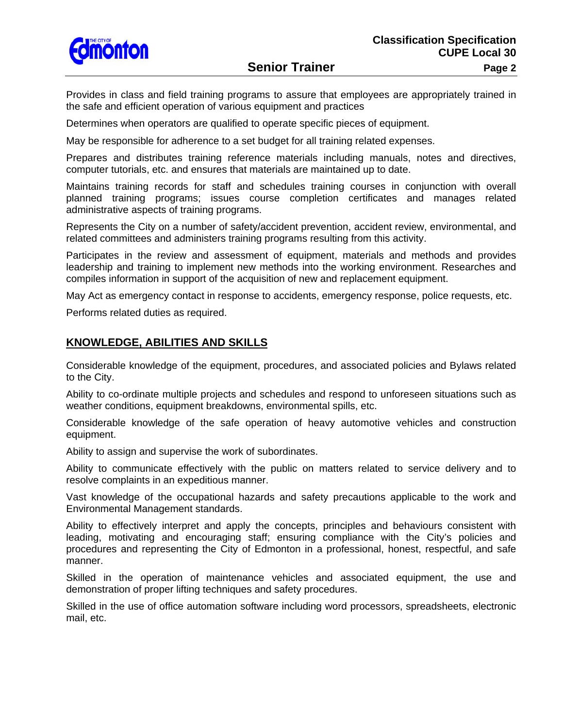Provides in class and field training programs to assure that employees are appropriately trained in the safe and efficient operation of various equipment and practices

Determines when operators are qualified to operate specific pieces of equipment.

May be responsible for adherence to a set budget for all training related expenses.

Prepares and distributes training reference materials including manuals, notes and directives, computer tutorials, etc. and ensures that materials are maintained up to date.

Maintains training records for staff and schedules training courses in conjunction with overall planned training programs; issues course completion certificates and manages related administrative aspects of training programs.

Represents the City on a number of safety/accident prevention, accident review, environmental, and related committees and administers training programs resulting from this activity.

Participates in the review and assessment of equipment, materials and methods and provides leadership and training to implement new methods into the working environment. Researches and compiles information in support of the acquisition of new and replacement equipment.

May Act as emergency contact in response to accidents, emergency response, police requests, etc.

Performs related duties as required.

## KNOWLEDGE, ABILITIES AND SKILLS

Considerable knowledge of the equipment, procedures, and associated policies and Bylaws related to the City.

Ability to co-ordinate multiple projects and schedules and respond to unforeseen situations such as weather conditions, equipment breakdowns, environmental spills, etc.

Considerable knowledge of the safe operation of heavy automotive vehicles and construction equipment.

Ability to assign and supervise the work of subordinates.

Ability to communicate effectively with the public on matters related to service delivery and to resolve complaints in an expeditious manner.

Vast knowledge of the occupational hazards and safety precautions applicable to the work and Environmental Management standards.

Ability to effectively interpret and apply the concepts, principles and behaviours consistent with leading, motivating and encouraging staff; ensuring compliance with the City's policies and procedures and representing the City of Edmonton in a professional, honest, respectful, and safe manner.

Skilled in the operation of maintenance vehicles and associated equipment, the use and demonstration of proper lifting techniques and safety procedures.

Skilled in the use of office automation software including word processors, spreadsheets, electronic mail, etc.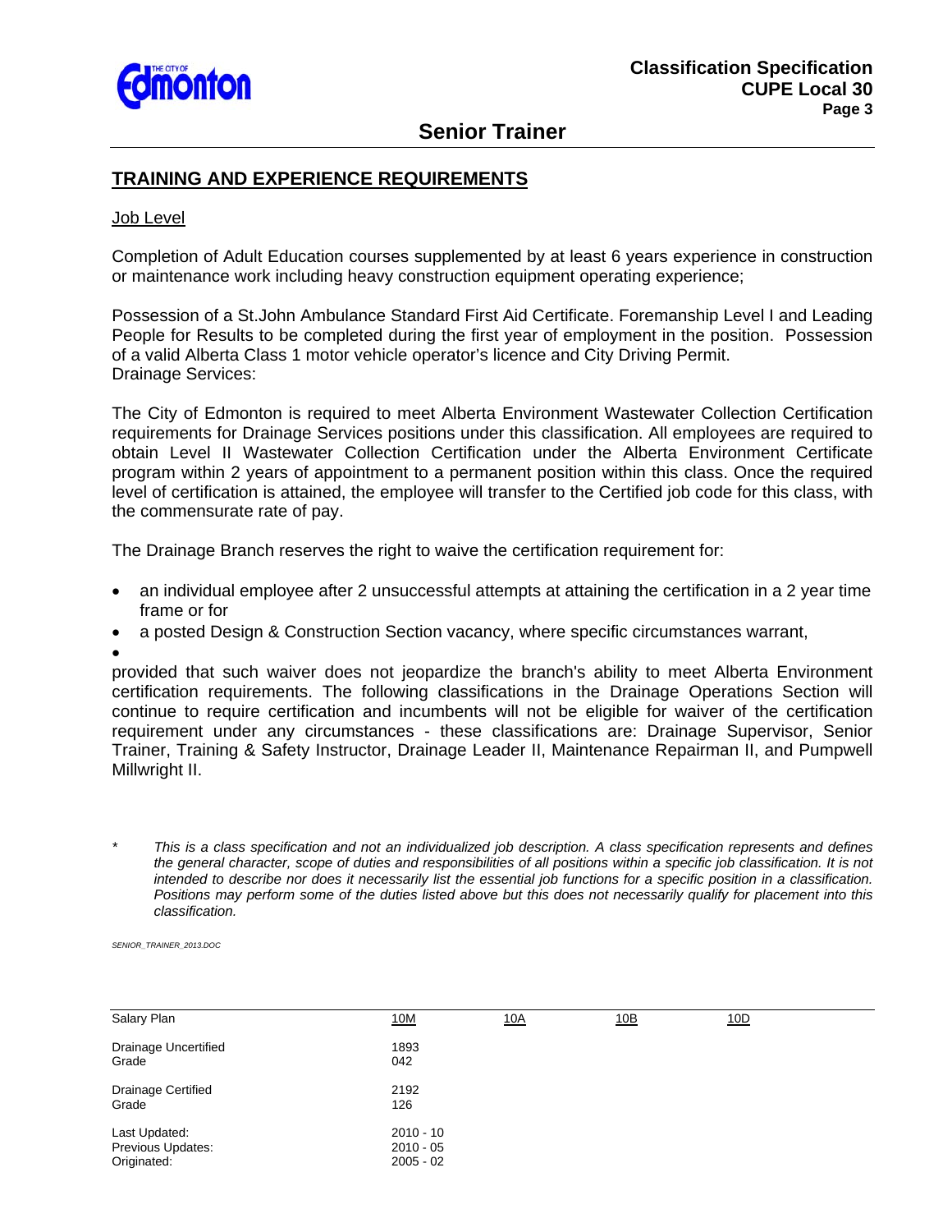## Senior Trainer

## TRAINING AND EXPERIENCE REQUIREMENTS

Job Level

Completion of Adult Education courses supplemented by at least 6 years experience in construction or maintenance work including heavy construction equipment operating experience;

Possession of a St.John Ambulance Standard First Aid Certificate. Foremanship Level I and Leading People for Results to be completed during the first year of employment in the position. Possession of a valid Alberta Class 1 motor vehicle operator's licence and City Driving Permit.
Drainage Services:

The City of Edmonton is required to meet Alberta Environment Wastewater Collection Certification requirements for Drainage Services positions under this classification. All employees are required to obtain Level II Wastewater Collection Certification under the Alberta Environment Certificate program within 2 years of appointment to a permanent position within this class. Once the required level of certification is attained, the employee will transfer to the Certified job code for this class, with the commensurate rate of pay.

The Drainage Branch reserves the right to waive the certification requirement for:

- an individual employee after 2 unsuccessful attempts at attaining the certification in a 2 year time frame or for
- a posted Design & Construction Section vacancy, where specific circumstances warrant,
- 

provided that such waiver does not jeopardize the branch's ability to meet Alberta Environment certification requirements. The following classifications in the Drainage Operations Section will continue to require certification and incumbents will not be eligible for waiver of the certification requirement under any circumstances - these classifications are: Drainage Supervisor, Senior Trainer, Training & Safety Instructor, Drainage Leader II, Maintenance Repairman II, and Pumpwell Millwright II.

\* *This is a class specification and not an individualized job description. A class specification represents and defines the general character, scope of duties and responsibilities of all positions within a specific job classification. It is not intended to describe nor does it necessarily list the essential job functions for a specific position in a classification. Positions may perform some of the duties listed above but this does not necessarily qualify for placement into this classification.*

*SENIOR_TRAINER_2013.DOC*

| Salary Plan | 10M | 10A | 10B | 10D |
|---|---|---|---|---|
| Drainage Uncertified<br>Grade | 1893<br>042 | | | |
| Drainage Certified<br>Grade | 2192<br>126 | | | |
| Last Updated:<br>Previous Updates:<br>Originated: | 2010 - 10<br>2010 - 05<br>2005 - 02 | | | |